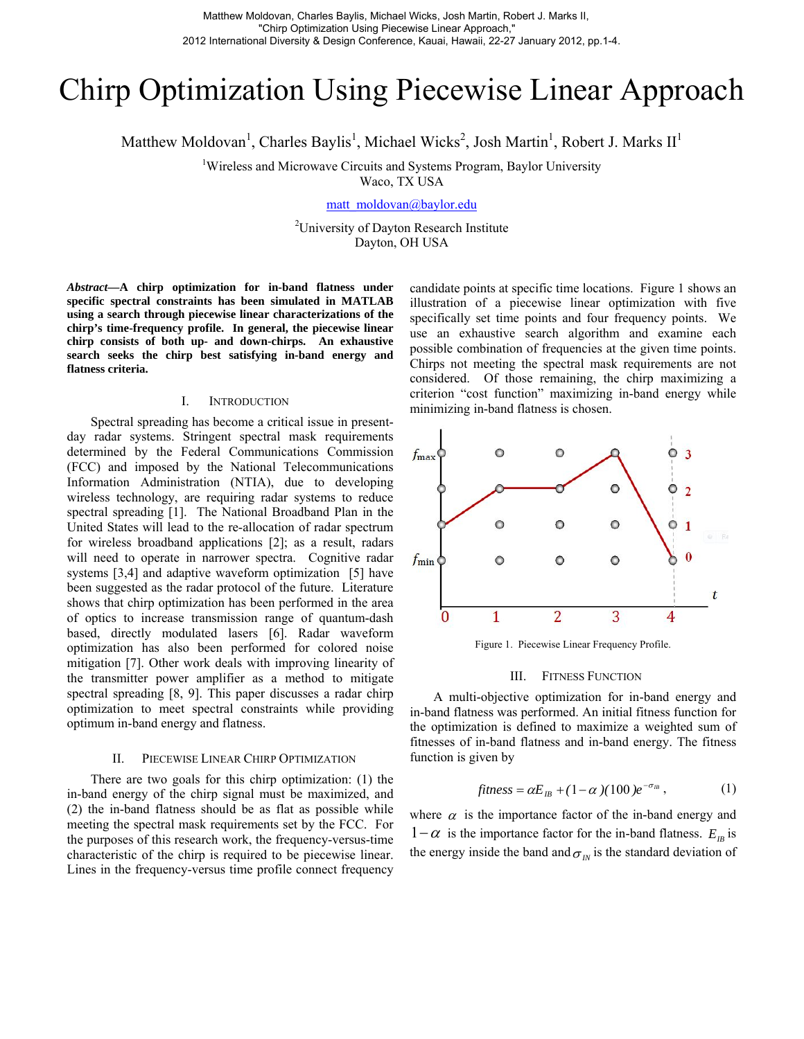Matthew Moldovan, Charles Baylis, Michael Wicks, Josh Martin, Robert J. Marks II, "Chirp Optimization Using Piecewise Linear Approach," 2012 International Diversity & Design Conference, Kauai, Hawaii, 22-27 January 2012, pp.1-4.

# Chirp Optimization Using Piecewise Linear Approach

Matthew Moldovan[1], Charles Baylis[1], Michael Wicks[2], Josh Martin[1], Robert J. Marks II[1]

[1]Wireless and Microwave Circuits and Systems Program, Baylor University
Waco, TX USA

matt_moldovan@baylor.edu

[2]University of Dayton Research Institute
Dayton, OH USA

***Abstract*—A chirp optimization for in-band flatness under specific spectral constraints has been simulated in MATLAB using a search through piecewise linear characterizations of the chirp's time-frequency profile. In general, the piecewise linear chirp consists of both up- and down-chirps. An exhaustive search seeks the chirp best satisfying in-band energy and flatness criteria.**

## I. Introduction

Spectral spreading has become a critical issue in present-day radar systems. Stringent spectral mask requirements determined by the Federal Communications Commission (FCC) and imposed by the National Telecommunications Information Administration (NTIA), due to developing wireless technology, are requiring radar systems to reduce spectral spreading [1]. The National Broadband Plan in the United States will lead to the re-allocation of radar spectrum for wireless broadband applications [2]; as a result, radars will need to operate in narrower spectra. Cognitive radar systems [3,4] and adaptive waveform optimization [5] have been suggested as the radar protocol of the future. Literature shows that chirp optimization has been performed in the area of optics to increase transmission range of quantum-dash based, directly modulated lasers [6]. Radar waveform optimization has also been performed for colored noise mitigation [7]. Other work deals with improving linearity of the transmitter power amplifier as a method to mitigate spectral spreading [8, 9]. This paper discusses a radar chirp optimization to meet spectral constraints while providing optimum in-band energy and flatness.

## II. Piecewise Linear Chirp Optimization

There are two goals for this chirp optimization: (1) the in-band energy of the chirp signal must be maximized, and (2) the in-band flatness should be as flat as possible while meeting the spectral mask requirements set by the FCC. For the purposes of this research work, the frequency-versus-time characteristic of the chirp is required to be piecewise linear. Lines in the frequency-versus time profile connect frequency candidate points at specific time locations. Figure 1 shows an illustration of a piecewise linear optimization with five specifically set time points and four frequency points. We use an exhaustive search algorithm and examine each possible combination of frequencies at the given time points. Chirps not meeting the spectral mask requirements are not considered. Of those remaining, the chirp maximizing a criterion "cost function" maximizing in-band energy while minimizing in-band flatness is chosen.

Figure 1. Piecewise Linear Frequency Profile.

## III. Fitness Function

A multi-objective optimization for in-band energy and in-band flatness was performed. An initial fitness function for the optimization is defined to maximize a weighted sum of fitnesses of in-band flatness and in-band energy. The fitness function is given by

$$fitness = \alpha E_{IB} + (1-\alpha)(100)e^{-\sigma_{IB}}, \qquad (1)$$

where $\alpha$ is the importance factor of the in-band energy and $1-\alpha$ is the importance factor for the in-band flatness. $E_{IB}$ is the energy inside the band and $\sigma_{IN}$ is the standard deviation of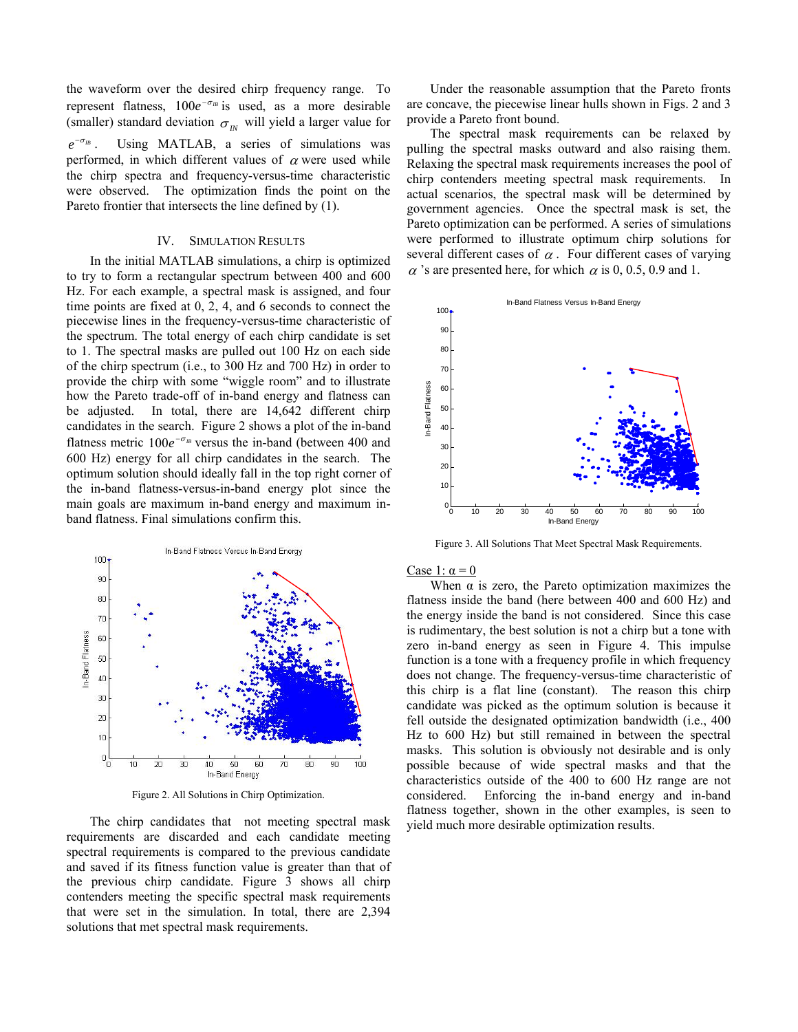the waveform over the desired chirp frequency range. To represent flatness, $100e^{-\sigma_{IB}}$ is used, as a more desirable (smaller) standard deviation $\sigma_{IN}$ will yield a larger value for $e^{-\sigma_{IB}}$. Using MATLAB, a series of simulations was performed, in which different values of $\alpha$ were used while the chirp spectra and frequency-versus-time characteristic were observed. The optimization finds the point on the Pareto frontier that intersects the line defined by (1).

## IV. Simulation Results

In the initial MATLAB simulations, a chirp is optimized to try to form a rectangular spectrum between 400 and 600 Hz. For each example, a spectral mask is assigned, and four time points are fixed at 0, 2, 4, and 6 seconds to connect the piecewise lines in the frequency-versus-time characteristic of the spectrum. The total energy of each chirp candidate is set to 1. The spectral masks are pulled out 100 Hz on each side of the chirp spectrum (i.e., to 300 Hz and 700 Hz) in order to provide the chirp with some "wiggle room" and to illustrate how the Pareto trade-off of in-band energy and flatness can be adjusted. In total, there are 14,642 different chirp candidates in the search. Figure 2 shows a plot of the in-band flatness metric $100e^{-\sigma_{IB}}$ versus the in-band (between 400 and 600 Hz) energy for all chirp candidates in the search. The optimum solution should ideally fall in the top right corner of the in-band flatness-versus-in-band energy plot since the main goals are maximum in-band energy and maximum in-band flatness. Final simulations confirm this.

Figure 2. All Solutions in Chirp Optimization.

The chirp candidates that not meeting spectral mask requirements are discarded and each candidate meeting spectral requirements is compared to the previous candidate and saved if its fitness function value is greater than that of the previous chirp candidate. Figure 3 shows all chirp contenders meeting the specific spectral mask requirements that were set in the simulation. In total, there are 2,394 solutions that met spectral mask requirements.

Under the reasonable assumption that the Pareto fronts are concave, the piecewise linear hulls shown in Figs. 2 and 3 provide a Pareto front bound.

The spectral mask requirements can be relaxed by pulling the spectral masks outward and also raising them. Relaxing the spectral mask requirements increases the pool of chirp contenders meeting spectral mask requirements. In actual scenarios, the spectral mask will be determined by government agencies. Once the spectral mask is set, the Pareto optimization can be performed. A series of simulations were performed to illustrate optimum chirp solutions for several different cases of $\alpha$. Four different cases of varying $\alpha$'s are presented here, for which $\alpha$ is 0, 0.5, 0.9 and 1.

Figure 3. All Solutions That Meet Spectral Mask Requirements.

Case 1: $\alpha = 0$

When $\alpha$ is zero, the Pareto optimization maximizes the flatness inside the band (here between 400 and 600 Hz) and the energy inside the band is not considered. Since this case is rudimentary, the best solution is not a chirp but a tone with zero in-band energy as seen in Figure 4. This impulse function is a tone with a frequency profile in which frequency does not change. The frequency-versus-time characteristic of this chirp is a flat line (constant). The reason this chirp candidate was picked as the optimum solution is because it fell outside the designated optimization bandwidth (i.e., 400 Hz to 600 Hz) but still remained in between the spectral masks. This solution is obviously not desirable and is only possible because of wide spectral masks and that the characteristics outside of the 400 to 600 Hz range are not considered. Enforcing the in-band energy and in-band flatness together, shown in the other examples, is seen to yield much more desirable optimization results.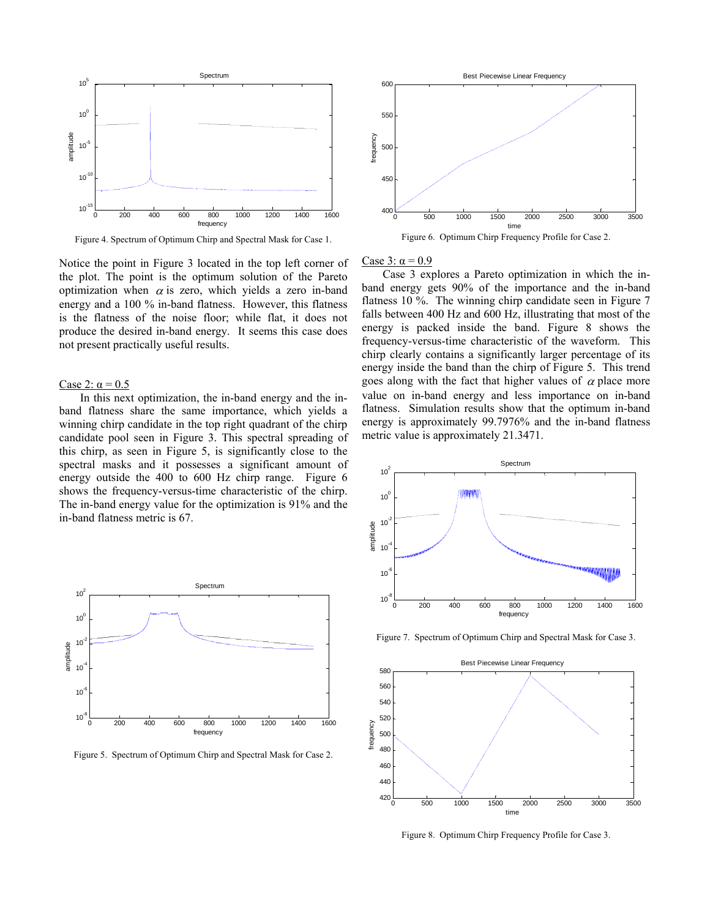Figure 4. Spectrum of Optimum Chirp and Spectral Mask for Case 1.

Notice the point in Figure 3 located in the top left corner of the plot. The point is the optimum solution of the Pareto optimization when $\alpha$ is zero, which yields a zero in-band energy and a 100 % in-band flatness. However, this flatness is the flatness of the noise floor; while flat, it does not produce the desired in-band energy. It seems this case does not present practically useful results.

Case 2: $\alpha = 0.5$

In this next optimization, the in-band energy and the in-band flatness share the same importance, which yields a winning chirp candidate in the top right quadrant of the chirp candidate pool seen in Figure 3. This spectral spreading of this chirp, as seen in Figure 5, is significantly close to the spectral masks and it possesses a significant amount of energy outside the 400 to 600 Hz chirp range. Figure 6 shows the frequency-versus-time characteristic of the chirp. The in-band energy value for the optimization is 91% and the in-band flatness metric is 67.

Figure 5. Spectrum of Optimum Chirp and Spectral Mask for Case 2.

Figure 6. Optimum Chirp Frequency Profile for Case 2.

Case 3: $\alpha = 0.9$

Case 3 explores a Pareto optimization in which the in-band energy gets 90% of the importance and the in-band flatness 10 %. The winning chirp candidate seen in Figure 7 falls between 400 Hz and 600 Hz, illustrating that most of the energy is packed inside the band. Figure 8 shows the frequency-versus-time characteristic of the waveform. This chirp clearly contains a significantly larger percentage of its energy inside the band than the chirp of Figure 5. This trend goes along with the fact that higher values of $\alpha$ place more value on in-band energy and less importance on in-band flatness. Simulation results show that the optimum in-band energy is approximately 99.7976% and the in-band flatness metric value is approximately 21.3471.

Figure 7. Spectrum of Optimum Chirp and Spectral Mask for Case 3.

Figure 8. Optimum Chirp Frequency Profile for Case 3.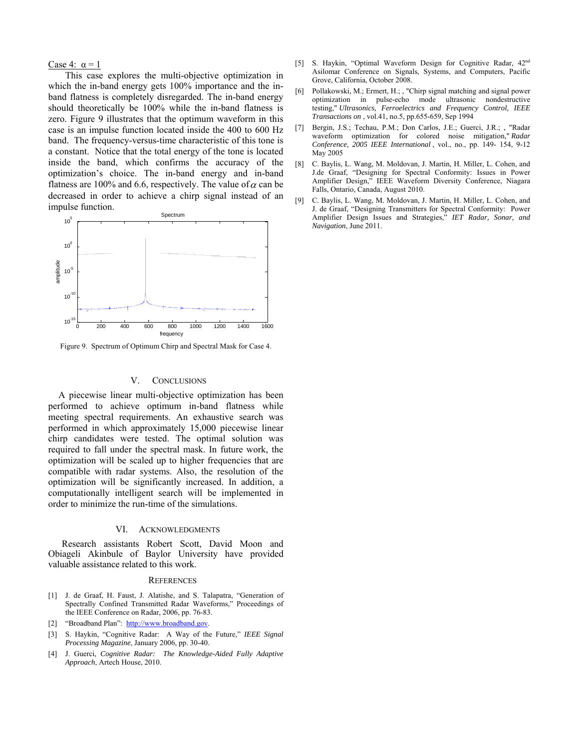Case 4: $\alpha = 1$

This case explores the multi-objective optimization in which the in-band energy gets 100% importance and the in-band flatness is completely disregarded. The in-band energy should theoretically be 100% while the in-band flatness is zero. Figure 9 illustrates that the optimum waveform in this case is an impulse function located inside the 400 to 600 Hz band. The frequency-versus-time characteristic of this tone is a constant. Notice that the total energy of the tone is located inside the band, which confirms the accuracy of the optimization's choice. The in-band energy and in-band flatness are 100% and 6.6, respectively. The value of $\alpha$ can be decreased in order to achieve a chirp signal instead of an impulse function.

Spectrum

amplitude

$10^{5}$
$10^{0}$
$10^{-5}$
$10^{-10}$
$10^{-15}$

frequency

0 200 400 600 800 1000 1200 1400 1600

Figure 9. Spectrum of Optimum Chirp and Spectral Mask for Case 4.

## V. Conclusions

A piecewise linear multi-objective optimization has been performed to achieve optimum in-band flatness while meeting spectral requirements. An exhaustive search was performed in which approximately 15,000 piecewise linear chirp candidates were tested. The optimal solution was required to fall under the spectral mask. In future work, the optimization will be scaled up to higher frequencies that are compatible with radar systems. Also, the resolution of the optimization will be significantly increased. In addition, a computationally intelligent search will be implemented in order to minimize the run-time of the simulations.

## VI. Acknowledgments

Research assistants Robert Scott, David Moon and Obiageli Akinbule of Baylor University have provided valuable assistance related to this work.

## References

[1] J. de Graaf, H. Faust, J. Alatishe, and S. Talapatra, "Generation of Spectrally Confined Transmitted Radar Waveforms," Proceedings of the IEEE Conference on Radar, 2006, pp. 76-83.

[2] "Broadband Plan": http://www.broadband.gov.

[3] S. Haykin, "Cognitive Radar: A Way of the Future," *IEEE Signal Processing Magazine*, January 2006, pp. 30-40.

[4] J. Guerci, *Cognitive Radar: The Knowledge-Aided Fully Adaptive Approach*, Artech House, 2010.

[5] S. Haykin, "Optimal Waveform Design for Cognitive Radar, 42nd Asilomar Conference on Signals, Systems, and Computers, Pacific Grove, California, October 2008.

[6] Pollakowski, M.; Ermert, H.; , "Chirp signal matching and signal power optimization in pulse-echo mode ultrasonic nondestructive testing," *Ultrasonics, Ferroelectrics and Frequency Control, IEEE Transactions on* , vol.41, no.5, pp.655-659, Sep 1994

[7] Bergin, J.S.; Techau, P.M.; Don Carlos, J.E.; Guerci, J.R.; , "Radar waveform optimization for colored noise mitigation," *Radar Conference, 2005 IEEE International* , vol., no., pp. 149- 154, 9-12 May 2005

[8] C. Baylis, L. Wang, M. Moldovan, J. Martin, H. Miller, L. Cohen, and J.de Graaf, "Designing for Spectral Conformity: Issues in Power Amplifier Design," IEEE Waveform Diversity Conference, Niagara Falls, Ontario, Canada, August 2010.

[9] C. Baylis, L. Wang, M. Moldovan, J. Martin, H. Miller, L. Cohen, and J. de Graaf, "Designing Transmitters for Spectral Conformity: Power Amplifier Design Issues and Strategies," *IET Radar, Sonar, and Navigation*, June 2011.